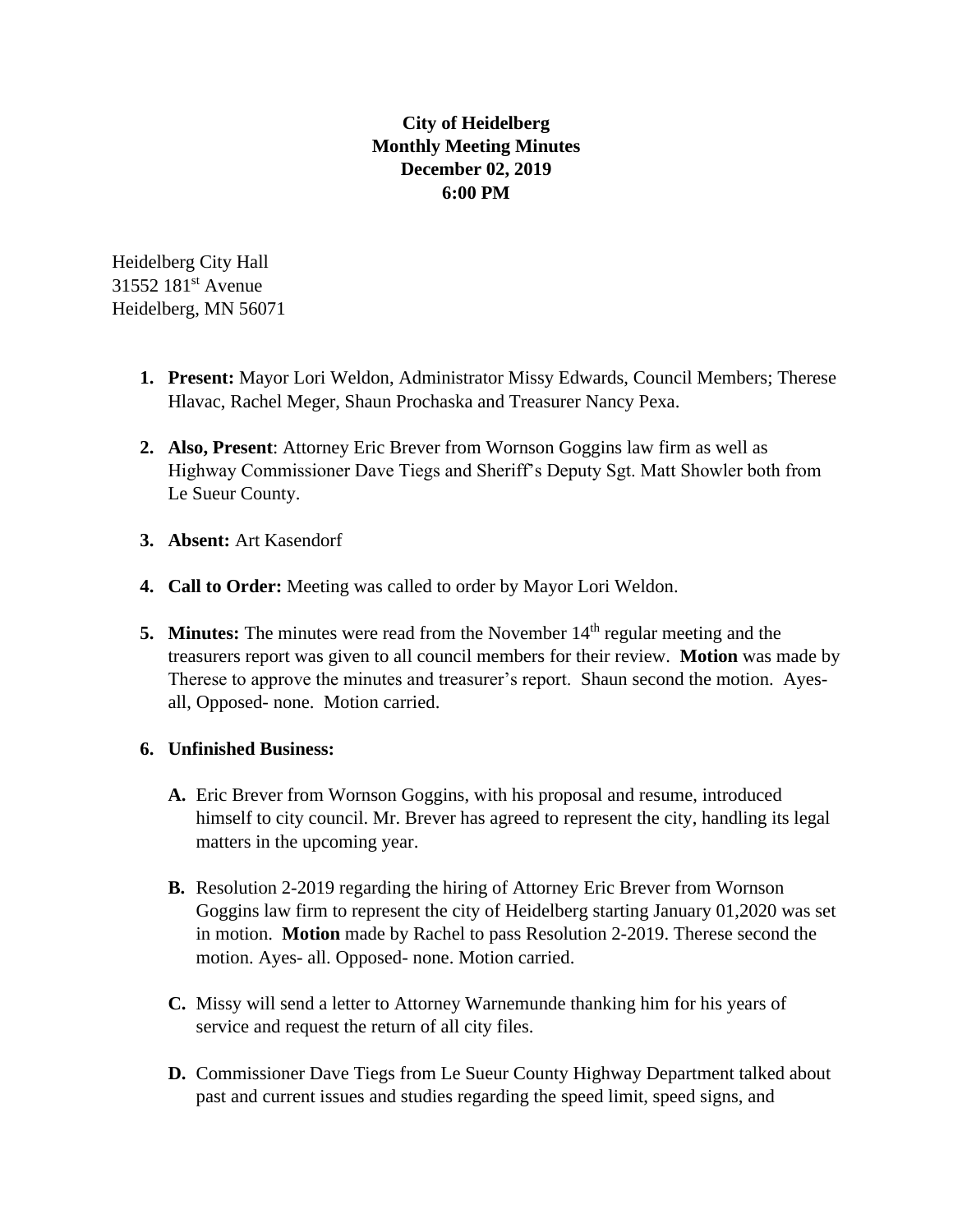**City of Heidelberg**
**Monthly Meeting Minutes**
**December 02, 2019**
**6:00 PM**

Heidelberg City Hall
31552 181st Avenue
Heidelberg, MN 56071

1. **Present:** Mayor Lori Weldon, Administrator Missy Edwards, Council Members; Therese Hlavac, Rachel Meger, Shaun Prochaska and Treasurer Nancy Pexa.

2. **Also, Present**: Attorney Eric Brever from Wornson Goggins law firm as well as Highway Commissioner Dave Tiegs and Sheriff's Deputy Sgt. Matt Showler both from Le Sueur County.

3. **Absent:** Art Kasendorf

4. **Call to Order:** Meeting was called to order by Mayor Lori Weldon.

5. **Minutes:** The minutes were read from the November 14th regular meeting and the treasurers report was given to all council members for their review. **Motion** was made by Therese to approve the minutes and treasurer's report. Shaun second the motion. Ayes- all, Opposed- none. Motion carried.

6. **Unfinished Business:**

   **A.** Eric Brever from Wornson Goggins, with his proposal and resume, introduced himself to city council. Mr. Brever has agreed to represent the city, handling its legal matters in the upcoming year.

   **B.** Resolution 2-2019 regarding the hiring of Attorney Eric Brever from Wornson Goggins law firm to represent the city of Heidelberg starting January 01,2020 was set in motion. **Motion** made by Rachel to pass Resolution 2-2019. Therese second the motion. Ayes- all. Opposed- none. Motion carried.

   **C.** Missy will send a letter to Attorney Warnemunde thanking him for his years of service and request the return of all city files.

   **D.** Commissioner Dave Tiegs from Le Sueur County Highway Department talked about past and current issues and studies regarding the speed limit, speed signs, and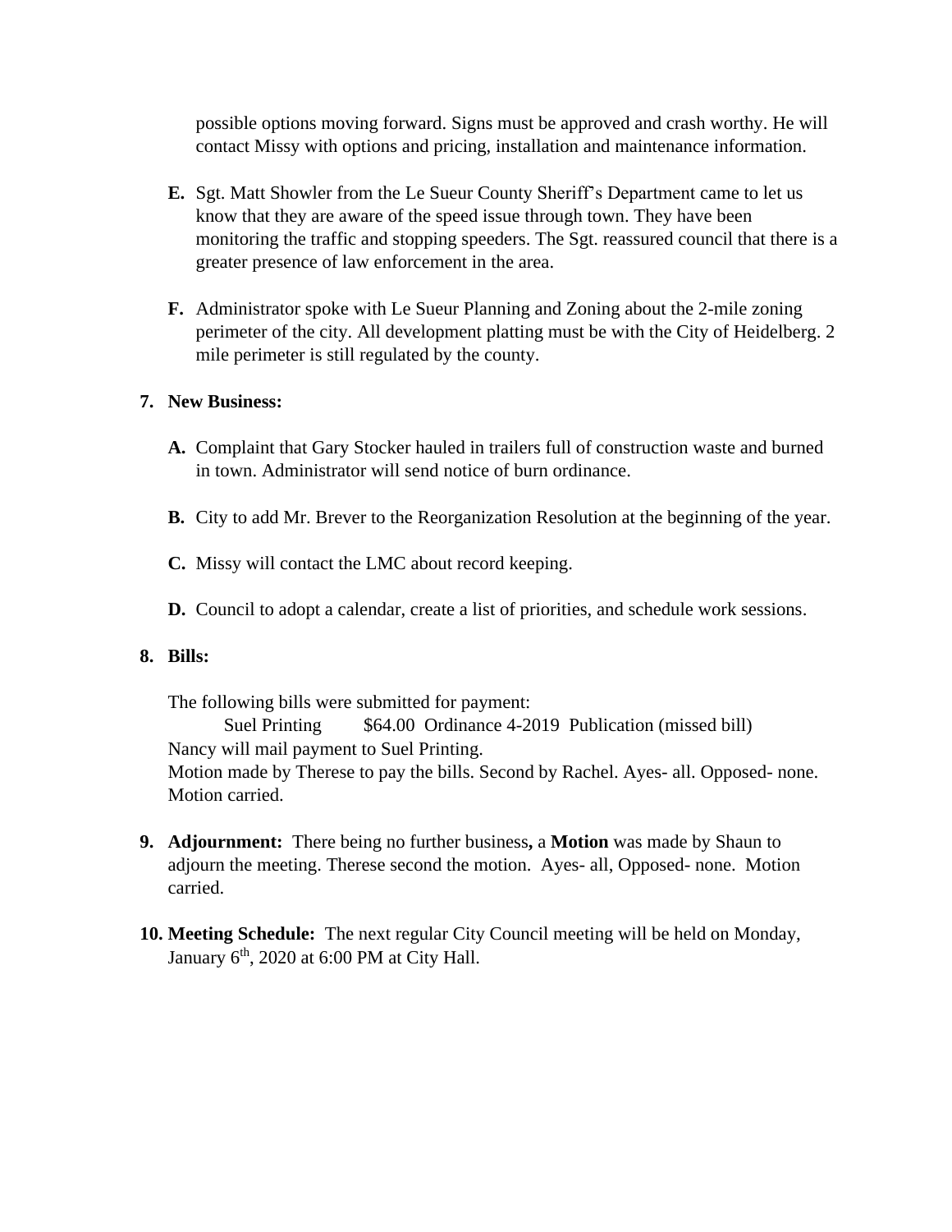possible options moving forward. Signs must be approved and crash worthy. He will contact Missy with options and pricing, installation and maintenance information.

**E.** Sgt. Matt Showler from the Le Sueur County Sheriff's Department came to let us know that they are aware of the speed issue through town. They have been monitoring the traffic and stopping speeders. The Sgt. reassured council that there is a greater presence of law enforcement in the area.

**F.** Administrator spoke with Le Sueur Planning and Zoning about the 2-mile zoning perimeter of the city. All development platting must be with the City of Heidelberg. 2 mile perimeter is still regulated by the county.

**7. New Business:**

**A.** Complaint that Gary Stocker hauled in trailers full of construction waste and burned in town. Administrator will send notice of burn ordinance.

**B.** City to add Mr. Brever to the Reorganization Resolution at the beginning of the year.

**C.** Missy will contact the LMC about record keeping.

**D.** Council to adopt a calendar, create a list of priorities, and schedule work sessions.

**8. Bills:**

The following bills were submitted for payment:

Suel Printing $64.00 Ordinance 4-2019 Publication (missed bill)

Nancy will mail payment to Suel Printing.

Motion made by Therese to pay the bills. Second by Rachel. Ayes- all. Opposed- none. Motion carried.

**9. Adjournment:** There being no further business**,** a **Motion** was made by Shaun to adjourn the meeting. Therese second the motion. Ayes- all, Opposed- none. Motion carried.

**10. Meeting Schedule:** The next regular City Council meeting will be held on Monday, January 6th, 2020 at 6:00 PM at City Hall.